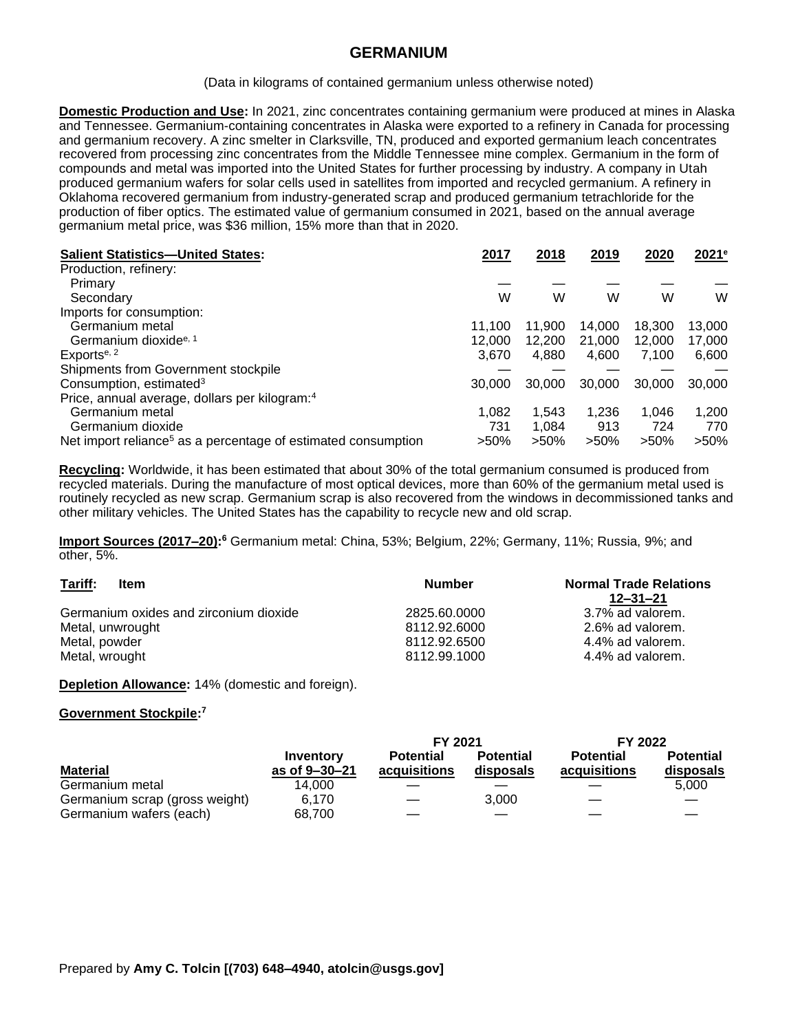# GERMANIUM

(Data in kilograms of contained germanium unless otherwise noted)

**Domestic Production and Use:** In 2021, zinc concentrates containing germanium were produced at mines in Alaska and Tennessee. Germanium-containing concentrates in Alaska were exported to a refinery in Canada for processing and germanium recovery. A zinc smelter in Clarksville, TN, produced and exported germanium leach concentrates recovered from processing zinc concentrates from the Middle Tennessee mine complex. Germanium in the form of compounds and metal was imported into the United States for further processing by industry. A company in Utah produced germanium wafers for solar cells used in satellites from imported and recycled germanium. A refinery in Oklahoma recovered germanium from industry-generated scrap and produced germanium tetrachloride for the production of fiber optics. The estimated value of germanium consumed in 2021, based on the annual average germanium metal price, was $36 million, 15% more than that in 2020.

| Salient Statistics—United States: | 2017 | 2018 | 2019 | 2020 | 2021[e] |
|---|---|---|---|---|---|
| Production, refinery: | | | | | |
| Primary | — | — | — | — | — |
| Secondary | W | W | W | W | W |
| Imports for consumption: | | | | | |
| Germanium metal | 11,100 | 11,900 | 14,000 | 18,300 | 13,000 |
| Germanium dioxide[e, 1] | 12,000 | 12,200 | 21,000 | 12,000 | 17,000 |
| Exports[e, 2] | 3,670 | 4,880 | 4,600 | 7,100 | 6,600 |
| Shipments from Government stockpile | — | — | — | — | — |
| Consumption, estimated[3] | 30,000 | 30,000 | 30,000 | 30,000 | 30,000 |
| Price, annual average, dollars per kilogram:[4] | | | | | |
| Germanium metal | 1,082 | 1,543 | 1,236 | 1,046 | 1,200 |
| Germanium dioxide | 731 | 1,084 | 913 | 724 | 770 |
| Net import reliance[5] as a percentage of estimated consumption | >50% | >50% | >50% | >50% | >50% |

**Recycling:** Worldwide, it has been estimated that about 30% of the total germanium consumed is produced from recycled materials. During the manufacture of most optical devices, more than 60% of the germanium metal used is routinely recycled as new scrap. Germanium scrap is also recovered from the windows in decommissioned tanks and other military vehicles. The United States has the capability to recycle new and old scrap.

**Import Sources (2017–20):[6]** Germanium metal: China, 53%; Belgium, 22%; Germany, 11%; Russia, 9%; and other, 5%.

| Tariff: Item | Number | Normal Trade Relations 12–31–21 |
|---|---|---|
| Germanium oxides and zirconium dioxide | 2825.60.0000 | 3.7% ad valorem. |
| Metal, unwrought | 8112.92.6000 | 2.6% ad valorem. |
| Metal, powder | 8112.92.6500 | 4.4% ad valorem. |
| Metal, wrought | 8112.99.1000 | 4.4% ad valorem. |

**Depletion Allowance:** 14% (domestic and foreign).

**Government Stockpile:[7]**

| | | FY 2021 | | FY 2022 | |
|---|---|---|---|---|---|
| Material | Inventory as of 9–30–21 | Potential acquisitions | Potential disposals | Potential acquisitions | Potential disposals |
| Germanium metal | 14,000 | — | — | — | 5,000 |
| Germanium scrap (gross weight) | 6,170 | — | 3,000 | — | — |
| Germanium wafers (each) | 68,700 | — | — | — | — |

Prepared by **Amy C. Tolcin [(703) 648–4940, atolcin@usgs.gov]**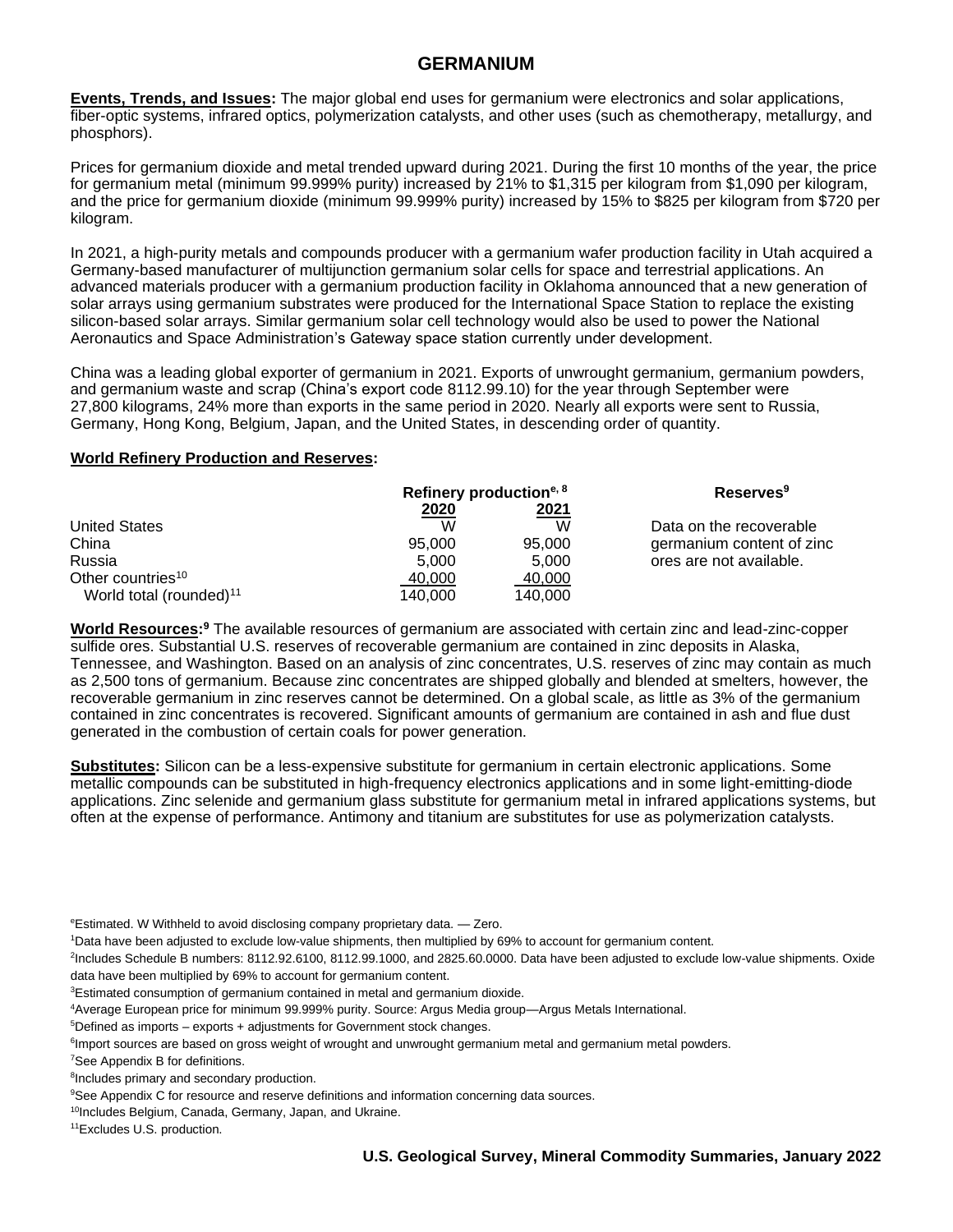# GERMANIUM

**Events, Trends, and Issues:** The major global end uses for germanium were electronics and solar applications, fiber-optic systems, infrared optics, polymerization catalysts, and other uses (such as chemotherapy, metallurgy, and phosphors).

Prices for germanium dioxide and metal trended upward during 2021. During the first 10 months of the year, the price for germanium metal (minimum 99.999% purity) increased by 21% to $1,315 per kilogram from $1,090 per kilogram, and the price for germanium dioxide (minimum 99.999% purity) increased by 15% to $825 per kilogram from $720 per kilogram.

In 2021, a high-purity metals and compounds producer with a germanium wafer production facility in Utah acquired a Germany-based manufacturer of multijunction germanium solar cells for space and terrestrial applications. An advanced materials producer with a germanium production facility in Oklahoma announced that a new generation of solar arrays using germanium substrates were produced for the International Space Station to replace the existing silicon-based solar arrays. Similar germanium solar cell technology would also be used to power the National Aeronautics and Space Administration's Gateway space station currently under development.

China was a leading global exporter of germanium in 2021. Exports of unwrought germanium, germanium powders, and germanium waste and scrap (China's export code 8112.99.10) for the year through September were 27,800 kilograms, 24% more than exports in the same period in 2020. Nearly all exports were sent to Russia, Germany, Hong Kong, Belgium, Japan, and the United States, in descending order of quantity.

**World Refinery Production and Reserves:**

| | Refinery production[e, 8] | | Reserves[9] |
|---|---|---|---|
| | 2020 | 2021 | |
| United States | W | W | Data on the recoverable germanium content of zinc ores are not available. |
| China | 95,000 | 95,000 | |
| Russia | 5,000 | 5,000 | |
| Other countries[10] | 40,000 | 40,000 | |
| World total (rounded)[11] | 140,000 | 140,000 | |

**World Resources:[9]** The available resources of germanium are associated with certain zinc and lead-zinc-copper sulfide ores. Substantial U.S. reserves of recoverable germanium are contained in zinc deposits in Alaska, Tennessee, and Washington. Based on an analysis of zinc concentrates, U.S. reserves of zinc may contain as much as 2,500 tons of germanium. Because zinc concentrates are shipped globally and blended at smelters, however, the recoverable germanium in zinc reserves cannot be determined. On a global scale, as little as 3% of the germanium contained in zinc concentrates is recovered. Significant amounts of germanium are contained in ash and flue dust generated in the combustion of certain coals for power generation.

**Substitutes:** Silicon can be a less-expensive substitute for germanium in certain electronic applications. Some metallic compounds can be substituted in high-frequency electronics applications and in some light-emitting-diode applications. Zinc selenide and germanium glass substitute for germanium metal in infrared applications systems, but often at the expense of performance. Antimony and titanium are substitutes for use as polymerization catalysts.

[e]Estimated. W Withheld to avoid disclosing company proprietary data. — Zero.
[1]Data have been adjusted to exclude low-value shipments, then multiplied by 69% to account for germanium content.
[2]Includes Schedule B numbers: 8112.92.6100, 8112.99.1000, and 2825.60.0000. Data have been adjusted to exclude low-value shipments. Oxide data have been multiplied by 69% to account for germanium content.
[3]Estimated consumption of germanium contained in metal and germanium dioxide.
[4]Average European price for minimum 99.999% purity. Source: Argus Media group—Argus Metals International.
[5]Defined as imports – exports + adjustments for Government stock changes.
[6]Import sources are based on gross weight of wrought and unwrought germanium metal and germanium metal powders.
[7]See Appendix B for definitions.
[8]Includes primary and secondary production.
[9]See Appendix C for resource and reserve definitions and information concerning data sources.
[10]Includes Belgium, Canada, Germany, Japan, and Ukraine.
[11]Excludes U.S. production.